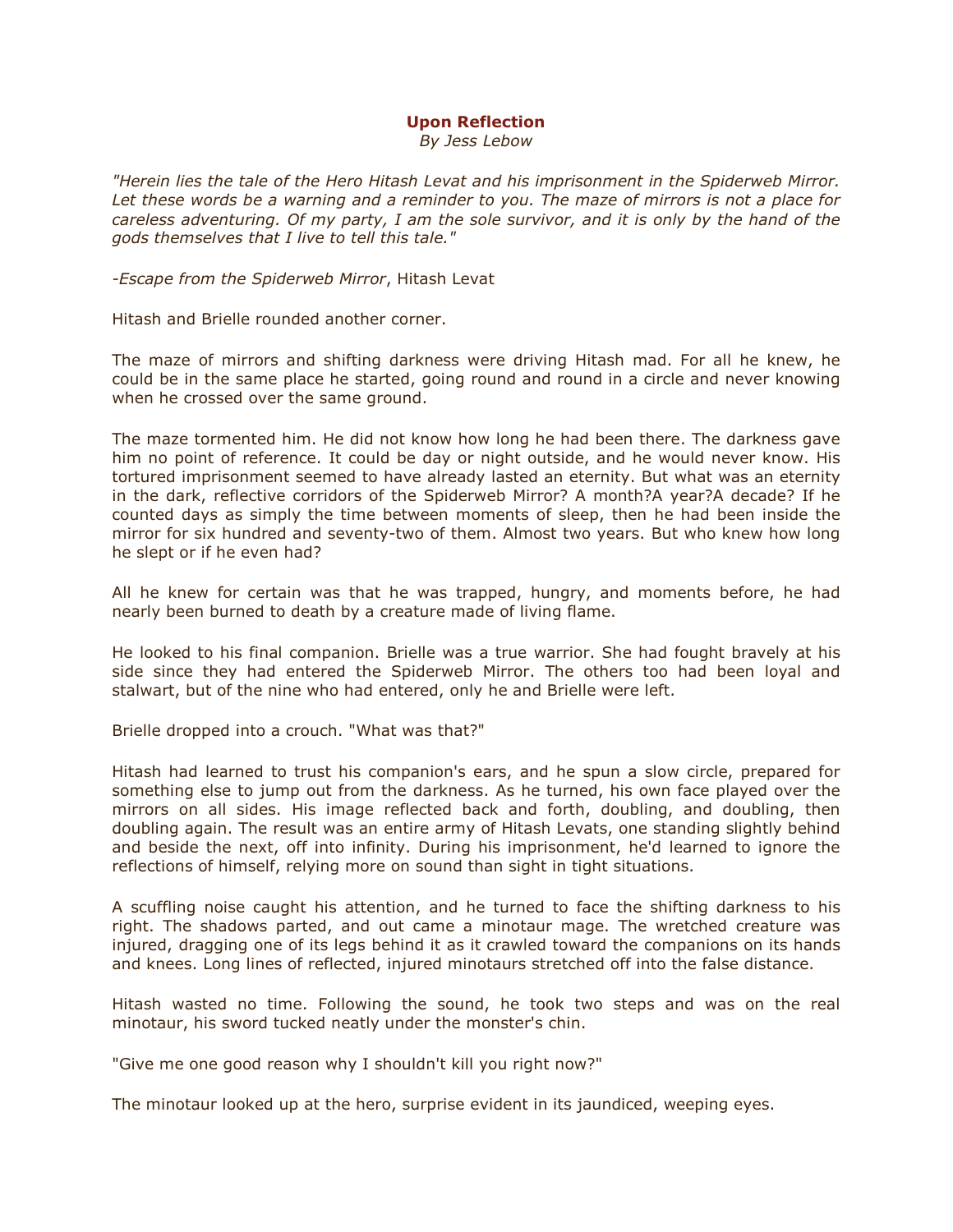# Upon Reflection

*By Jess Lebow*

*"Herein lies the tale of the Hero Hitash Levat and his imprisonment in the Spiderweb Mirror. Let these words be a warning and a reminder to you. The maze of mirrors is not a place for careless adventuring. Of my party, I am the sole survivor, and it is only by the hand of the gods themselves that I live to tell this tale."*

*-Escape from the Spiderweb Mirror*, Hitash Levat

Hitash and Brielle rounded another corner.

The maze of mirrors and shifting darkness were driving Hitash mad. For all he knew, he could be in the same place he started, going round and round in a circle and never knowing when he crossed over the same ground.

The maze tormented him. He did not know how long he had been there. The darkness gave him no point of reference. It could be day or night outside, and he would never know. His tortured imprisonment seemed to have already lasted an eternity. But what was an eternity in the dark, reflective corridors of the Spiderweb Mirror? A month?A year?A decade? If he counted days as simply the time between moments of sleep, then he had been inside the mirror for six hundred and seventy-two of them. Almost two years. But who knew how long he slept or if he even had?

All he knew for certain was that he was trapped, hungry, and moments before, he had nearly been burned to death by a creature made of living flame.

He looked to his final companion. Brielle was a true warrior. She had fought bravely at his side since they had entered the Spiderweb Mirror. The others too had been loyal and stalwart, but of the nine who had entered, only he and Brielle were left.

Brielle dropped into a crouch. "What was that?"

Hitash had learned to trust his companion's ears, and he spun a slow circle, prepared for something else to jump out from the darkness. As he turned, his own face played over the mirrors on all sides. His image reflected back and forth, doubling, and doubling, then doubling again. The result was an entire army of Hitash Levats, one standing slightly behind and beside the next, off into infinity. During his imprisonment, he'd learned to ignore the reflections of himself, relying more on sound than sight in tight situations.

A scuffling noise caught his attention, and he turned to face the shifting darkness to his right. The shadows parted, and out came a minotaur mage. The wretched creature was injured, dragging one of its legs behind it as it crawled toward the companions on its hands and knees. Long lines of reflected, injured minotaurs stretched off into the false distance.

Hitash wasted no time. Following the sound, he took two steps and was on the real minotaur, his sword tucked neatly under the monster's chin.

"Give me one good reason why I shouldn't kill you right now?"

The minotaur looked up at the hero, surprise evident in its jaundiced, weeping eyes.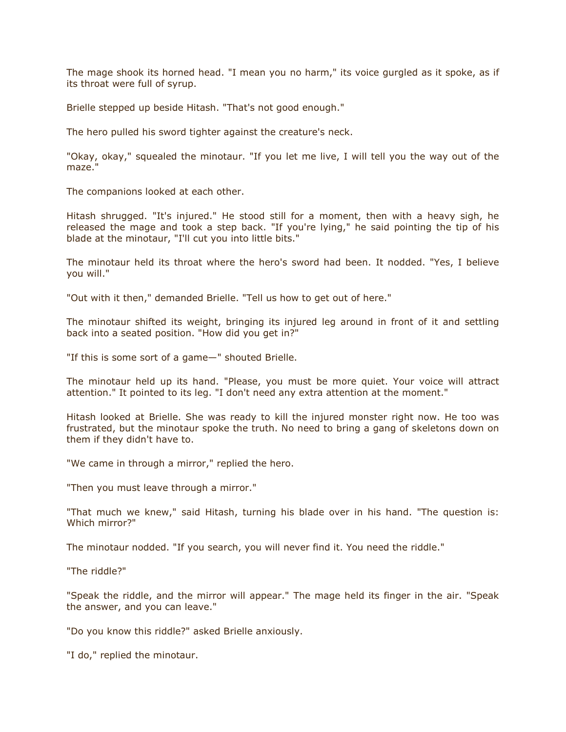The mage shook its horned head. "I mean you no harm," its voice gurgled as it spoke, as if its throat were full of syrup.

Brielle stepped up beside Hitash. "That's not good enough."

The hero pulled his sword tighter against the creature's neck.

"Okay, okay," squealed the minotaur. "If you let me live, I will tell you the way out of the maze."

The companions looked at each other.

Hitash shrugged. "It's injured." He stood still for a moment, then with a heavy sigh, he released the mage and took a step back. "If you're lying," he said pointing the tip of his blade at the minotaur, "I'll cut you into little bits."

The minotaur held its throat where the hero's sword had been. It nodded. "Yes, I believe you will."

"Out with it then," demanded Brielle. "Tell us how to get out of here."

The minotaur shifted its weight, bringing its injured leg around in front of it and settling back into a seated position. "How did you get in?"

"If this is some sort of a game—" shouted Brielle.

The minotaur held up its hand. "Please, you must be more quiet. Your voice will attract attention." It pointed to its leg. "I don't need any extra attention at the moment."

Hitash looked at Brielle. She was ready to kill the injured monster right now. He too was frustrated, but the minotaur spoke the truth. No need to bring a gang of skeletons down on them if they didn't have to.

"We came in through a mirror," replied the hero.

"Then you must leave through a mirror."

"That much we knew," said Hitash, turning his blade over in his hand. "The question is: Which mirror?"

The minotaur nodded. "If you search, you will never find it. You need the riddle."

"The riddle?"

"Speak the riddle, and the mirror will appear." The mage held its finger in the air. "Speak the answer, and you can leave."

"Do you know this riddle?" asked Brielle anxiously.

"I do," replied the minotaur.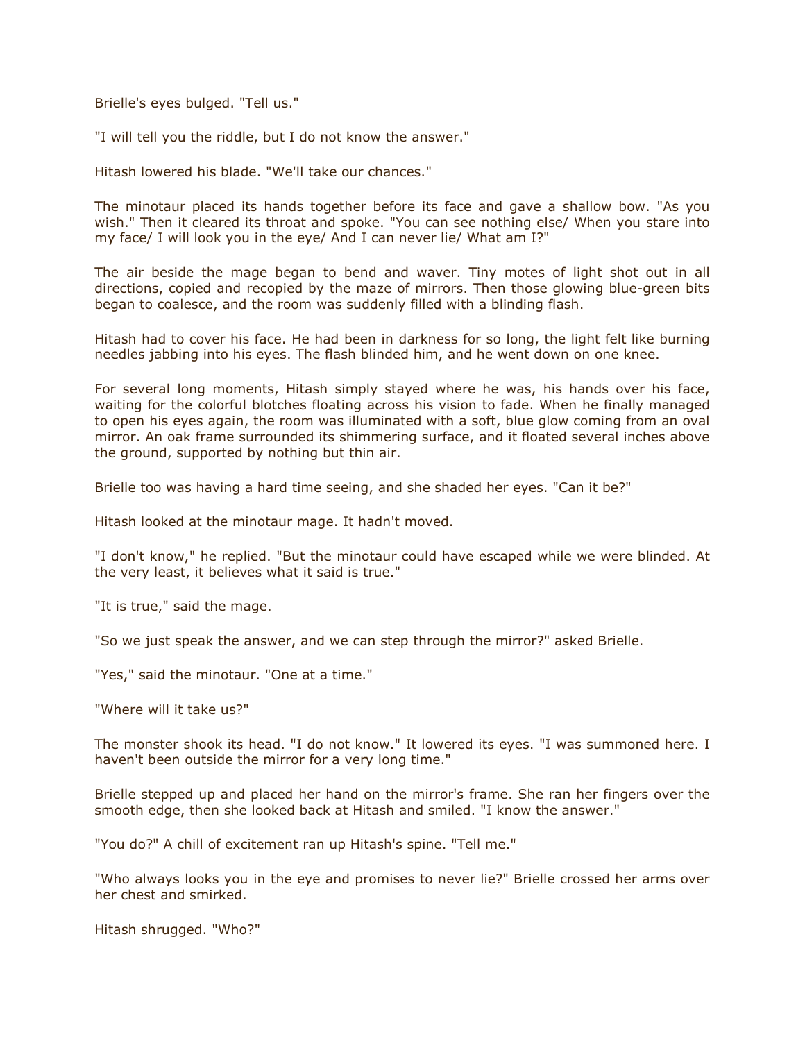Brielle's eyes bulged. "Tell us."

"I will tell you the riddle, but I do not know the answer."

Hitash lowered his blade. "We'll take our chances."

The minotaur placed its hands together before its face and gave a shallow bow. "As you wish." Then it cleared its throat and spoke. "You can see nothing else/ When you stare into my face/ I will look you in the eye/ And I can never lie/ What am I?"

The air beside the mage began to bend and waver. Tiny motes of light shot out in all directions, copied and recopied by the maze of mirrors. Then those glowing blue-green bits began to coalesce, and the room was suddenly filled with a blinding flash.

Hitash had to cover his face. He had been in darkness for so long, the light felt like burning needles jabbing into his eyes. The flash blinded him, and he went down on one knee.

For several long moments, Hitash simply stayed where he was, his hands over his face, waiting for the colorful blotches floating across his vision to fade. When he finally managed to open his eyes again, the room was illuminated with a soft, blue glow coming from an oval mirror. An oak frame surrounded its shimmering surface, and it floated several inches above the ground, supported by nothing but thin air.

Brielle too was having a hard time seeing, and she shaded her eyes. "Can it be?"

Hitash looked at the minotaur mage. It hadn't moved.

"I don't know," he replied. "But the minotaur could have escaped while we were blinded. At the very least, it believes what it said is true."

"It is true," said the mage.

"So we just speak the answer, and we can step through the mirror?" asked Brielle.

"Yes," said the minotaur. "One at a time."

"Where will it take us?"

The monster shook its head. "I do not know." It lowered its eyes. "I was summoned here. I haven't been outside the mirror for a very long time."

Brielle stepped up and placed her hand on the mirror's frame. She ran her fingers over the smooth edge, then she looked back at Hitash and smiled. "I know the answer."

"You do?" A chill of excitement ran up Hitash's spine. "Tell me."

"Who always looks you in the eye and promises to never lie?" Brielle crossed her arms over her chest and smirked.

Hitash shrugged. "Who?"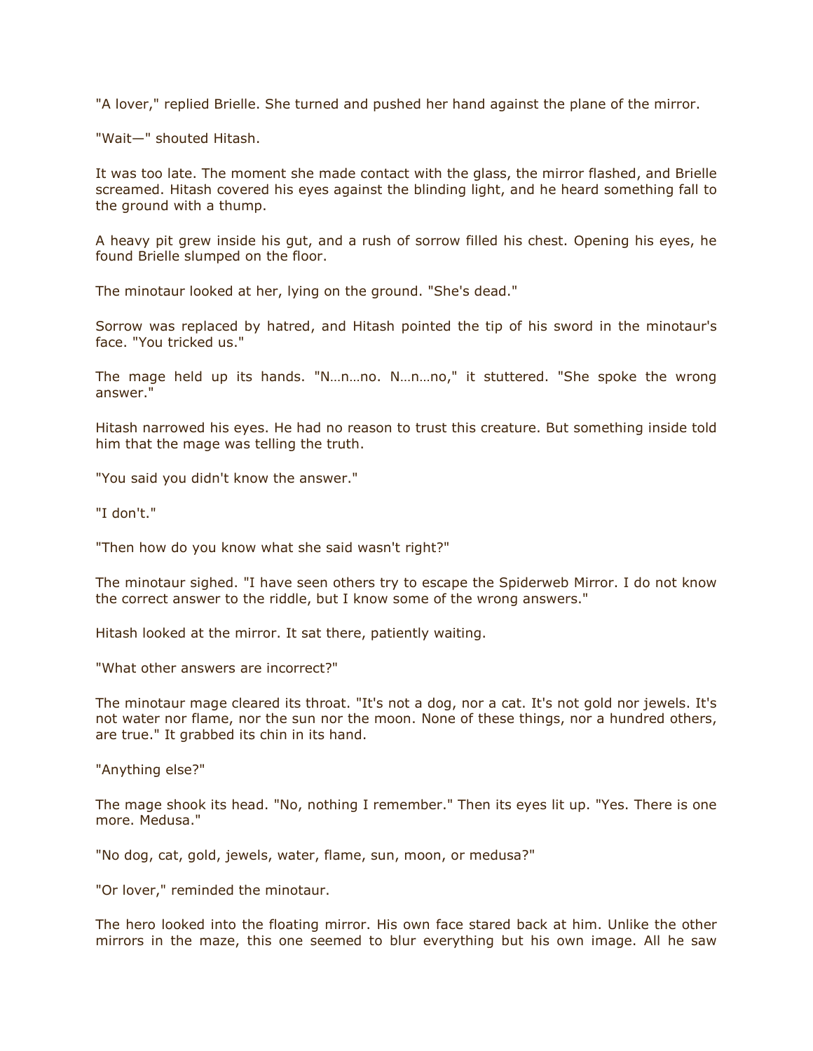"A lover," replied Brielle. She turned and pushed her hand against the plane of the mirror.

"Wait—" shouted Hitash.

It was too late. The moment she made contact with the glass, the mirror flashed, and Brielle screamed. Hitash covered his eyes against the blinding light, and he heard something fall to the ground with a thump.

A heavy pit grew inside his gut, and a rush of sorrow filled his chest. Opening his eyes, he found Brielle slumped on the floor.

The minotaur looked at her, lying on the ground. "She's dead."

Sorrow was replaced by hatred, and Hitash pointed the tip of his sword in the minotaur's face. "You tricked us."

The mage held up its hands. "N…n…no. N…n…no," it stuttered. "She spoke the wrong answer."

Hitash narrowed his eyes. He had no reason to trust this creature. But something inside told him that the mage was telling the truth.

"You said you didn't know the answer."

"I don't."

"Then how do you know what she said wasn't right?"

The minotaur sighed. "I have seen others try to escape the Spiderweb Mirror. I do not know the correct answer to the riddle, but I know some of the wrong answers."

Hitash looked at the mirror. It sat there, patiently waiting.

"What other answers are incorrect?"

The minotaur mage cleared its throat. "It's not a dog, nor a cat. It's not gold nor jewels. It's not water nor flame, nor the sun nor the moon. None of these things, nor a hundred others, are true." It grabbed its chin in its hand.

"Anything else?"

The mage shook its head. "No, nothing I remember." Then its eyes lit up. "Yes. There is one more. Medusa."

"No dog, cat, gold, jewels, water, flame, sun, moon, or medusa?"

"Or lover," reminded the minotaur.

The hero looked into the floating mirror. His own face stared back at him. Unlike the other mirrors in the maze, this one seemed to blur everything but his own image. All he saw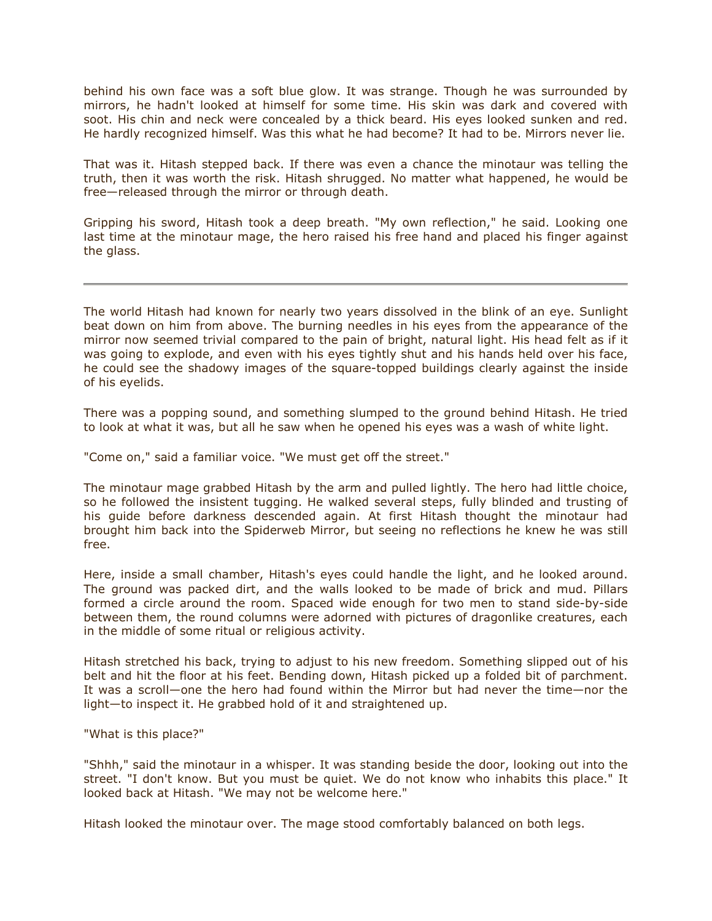behind his own face was a soft blue glow. It was strange. Though he was surrounded by mirrors, he hadn't looked at himself for some time. His skin was dark and covered with soot. His chin and neck were concealed by a thick beard. His eyes looked sunken and red. He hardly recognized himself. Was this what he had become? It had to be. Mirrors never lie.

That was it. Hitash stepped back. If there was even a chance the minotaur was telling the truth, then it was worth the risk. Hitash shrugged. No matter what happened, he would be free—released through the mirror or through death.

Gripping his sword, Hitash took a deep breath. "My own reflection," he said. Looking one last time at the minotaur mage, the hero raised his free hand and placed his finger against the glass.

---

The world Hitash had known for nearly two years dissolved in the blink of an eye. Sunlight beat down on him from above. The burning needles in his eyes from the appearance of the mirror now seemed trivial compared to the pain of bright, natural light. His head felt as if it was going to explode, and even with his eyes tightly shut and his hands held over his face, he could see the shadowy images of the square-topped buildings clearly against the inside of his eyelids.

There was a popping sound, and something slumped to the ground behind Hitash. He tried to look at what it was, but all he saw when he opened his eyes was a wash of white light.

"Come on," said a familiar voice. "We must get off the street."

The minotaur mage grabbed Hitash by the arm and pulled lightly. The hero had little choice, so he followed the insistent tugging. He walked several steps, fully blinded and trusting of his guide before darkness descended again. At first Hitash thought the minotaur had brought him back into the Spiderweb Mirror, but seeing no reflections he knew he was still free.

Here, inside a small chamber, Hitash's eyes could handle the light, and he looked around. The ground was packed dirt, and the walls looked to be made of brick and mud. Pillars formed a circle around the room. Spaced wide enough for two men to stand side-by-side between them, the round columns were adorned with pictures of dragonlike creatures, each in the middle of some ritual or religious activity.

Hitash stretched his back, trying to adjust to his new freedom. Something slipped out of his belt and hit the floor at his feet. Bending down, Hitash picked up a folded bit of parchment. It was a scroll—one the hero had found within the Mirror but had never the time—nor the light—to inspect it. He grabbed hold of it and straightened up.

"What is this place?"

"Shhh," said the minotaur in a whisper. It was standing beside the door, looking out into the street. "I don't know. But you must be quiet. We do not know who inhabits this place." It looked back at Hitash. "We may not be welcome here."

Hitash looked the minotaur over. The mage stood comfortably balanced on both legs.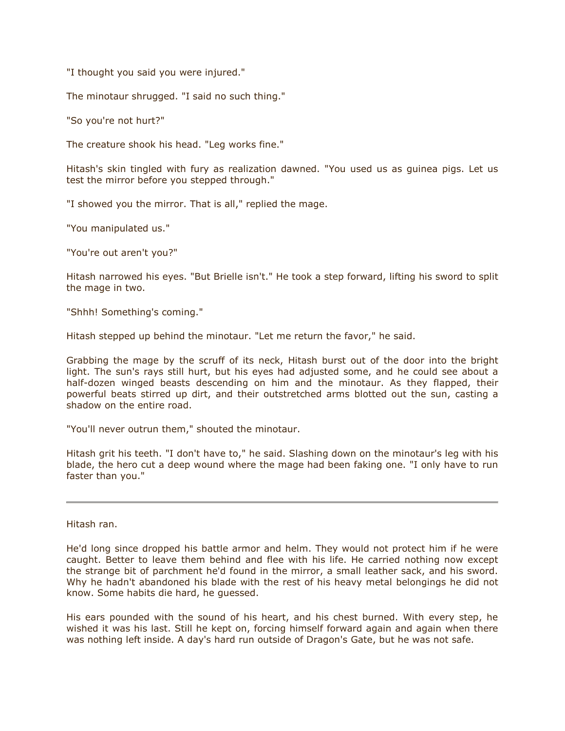"I thought you said you were injured."

The minotaur shrugged. "I said no such thing."

"So you're not hurt?"

The creature shook his head. "Leg works fine."

Hitash's skin tingled with fury as realization dawned. "You used us as guinea pigs. Let us test the mirror before you stepped through."

"I showed you the mirror. That is all," replied the mage.

"You manipulated us."

"You're out aren't you?"

Hitash narrowed his eyes. "But Brielle isn't." He took a step forward, lifting his sword to split the mage in two.

"Shhh! Something's coming."

Hitash stepped up behind the minotaur. "Let me return the favor," he said.

Grabbing the mage by the scruff of its neck, Hitash burst out of the door into the bright light. The sun's rays still hurt, but his eyes had adjusted some, and he could see about a half-dozen winged beasts descending on him and the minotaur. As they flapped, their powerful beats stirred up dirt, and their outstretched arms blotted out the sun, casting a shadow on the entire road.

"You'll never outrun them," shouted the minotaur.

Hitash grit his teeth. "I don't have to," he said. Slashing down on the minotaur's leg with his blade, the hero cut a deep wound where the mage had been faking one. "I only have to run faster than you."

---

Hitash ran.

He'd long since dropped his battle armor and helm. They would not protect him if he were caught. Better to leave them behind and flee with his life. He carried nothing now except the strange bit of parchment he'd found in the mirror, a small leather sack, and his sword. Why he hadn't abandoned his blade with the rest of his heavy metal belongings he did not know. Some habits die hard, he guessed.

His ears pounded with the sound of his heart, and his chest burned. With every step, he wished it was his last. Still he kept on, forcing himself forward again and again when there was nothing left inside. A day's hard run outside of Dragon's Gate, but he was not safe.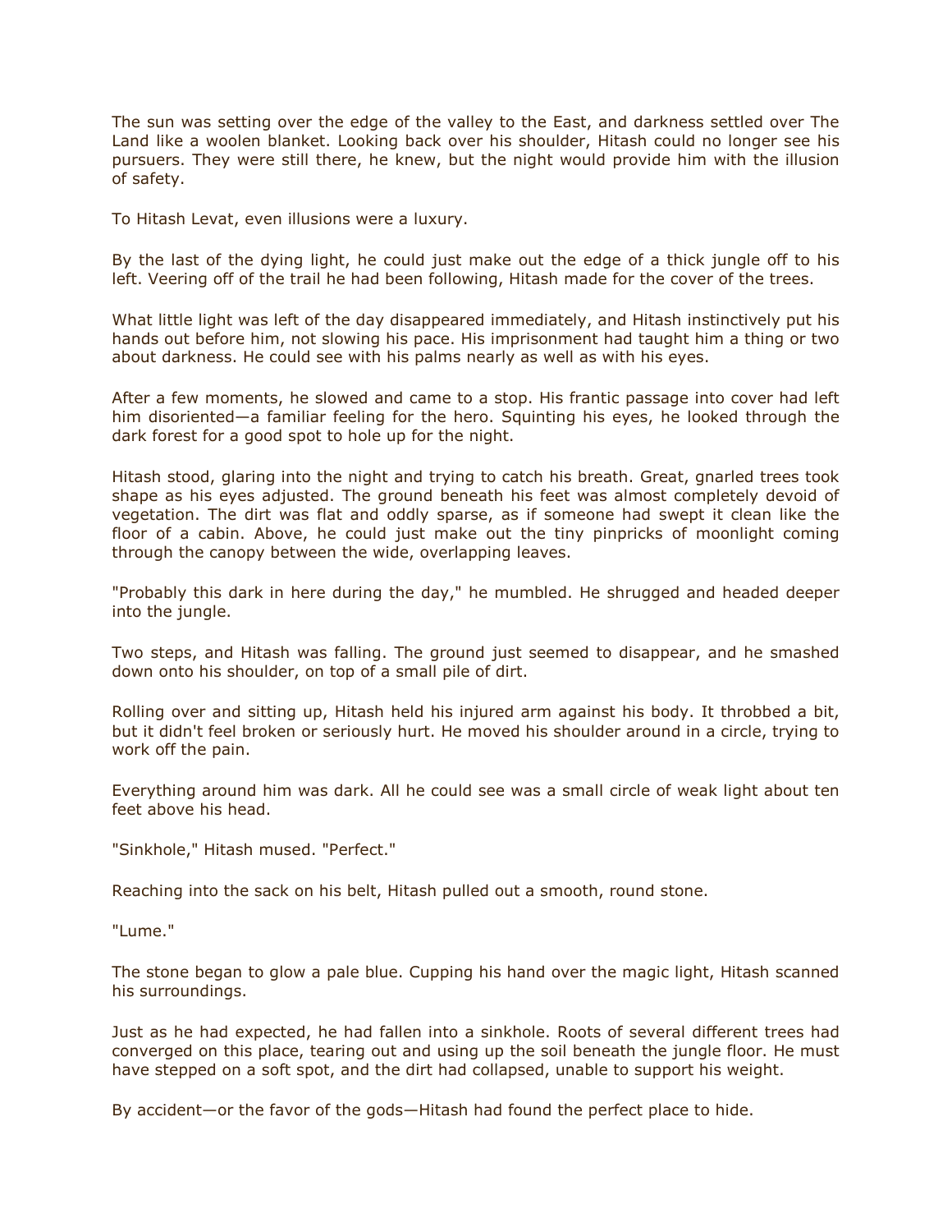The sun was setting over the edge of the valley to the East, and darkness settled over The Land like a woolen blanket. Looking back over his shoulder, Hitash could no longer see his pursuers. They were still there, he knew, but the night would provide him with the illusion of safety.

To Hitash Levat, even illusions were a luxury.

By the last of the dying light, he could just make out the edge of a thick jungle off to his left. Veering off of the trail he had been following, Hitash made for the cover of the trees.

What little light was left of the day disappeared immediately, and Hitash instinctively put his hands out before him, not slowing his pace. His imprisonment had taught him a thing or two about darkness. He could see with his palms nearly as well as with his eyes.

After a few moments, he slowed and came to a stop. His frantic passage into cover had left him disoriented—a familiar feeling for the hero. Squinting his eyes, he looked through the dark forest for a good spot to hole up for the night.

Hitash stood, glaring into the night and trying to catch his breath. Great, gnarled trees took shape as his eyes adjusted. The ground beneath his feet was almost completely devoid of vegetation. The dirt was flat and oddly sparse, as if someone had swept it clean like the floor of a cabin. Above, he could just make out the tiny pinpricks of moonlight coming through the canopy between the wide, overlapping leaves.

"Probably this dark in here during the day," he mumbled. He shrugged and headed deeper into the jungle.

Two steps, and Hitash was falling. The ground just seemed to disappear, and he smashed down onto his shoulder, on top of a small pile of dirt.

Rolling over and sitting up, Hitash held his injured arm against his body. It throbbed a bit, but it didn't feel broken or seriously hurt. He moved his shoulder around in a circle, trying to work off the pain.

Everything around him was dark. All he could see was a small circle of weak light about ten feet above his head.

"Sinkhole," Hitash mused. "Perfect."

Reaching into the sack on his belt, Hitash pulled out a smooth, round stone.

"Lume."

The stone began to glow a pale blue. Cupping his hand over the magic light, Hitash scanned his surroundings.

Just as he had expected, he had fallen into a sinkhole. Roots of several different trees had converged on this place, tearing out and using up the soil beneath the jungle floor. He must have stepped on a soft spot, and the dirt had collapsed, unable to support his weight.

By accident—or the favor of the gods—Hitash had found the perfect place to hide.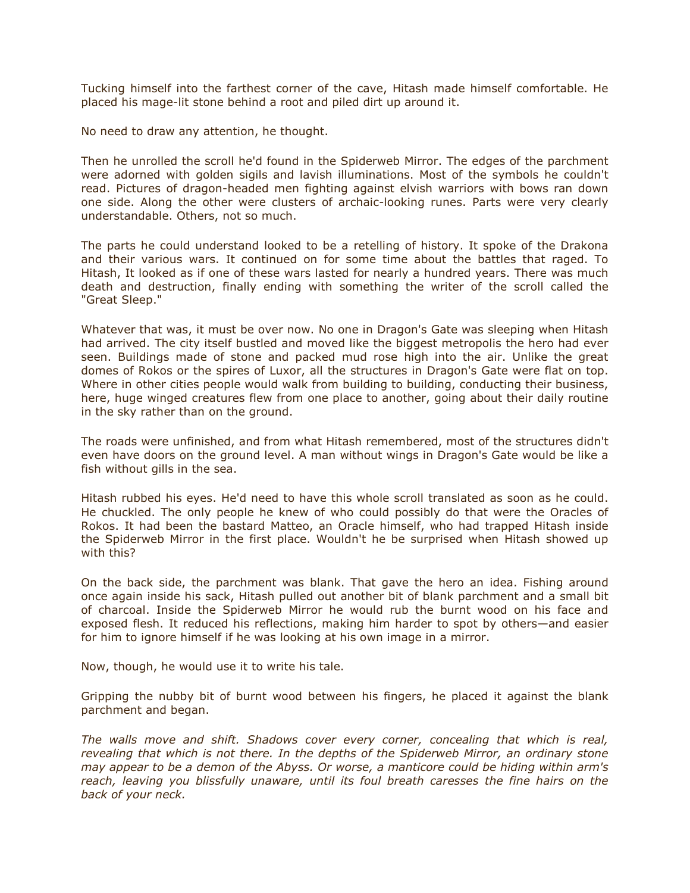Tucking himself into the farthest corner of the cave, Hitash made himself comfortable. He placed his mage-lit stone behind a root and piled dirt up around it.

No need to draw any attention, he thought.

Then he unrolled the scroll he'd found in the Spiderweb Mirror. The edges of the parchment were adorned with golden sigils and lavish illuminations. Most of the symbols he couldn't read. Pictures of dragon-headed men fighting against elvish warriors with bows ran down one side. Along the other were clusters of archaic-looking runes. Parts were very clearly understandable. Others, not so much.

The parts he could understand looked to be a retelling of history. It spoke of the Drakona and their various wars. It continued on for some time about the battles that raged. To Hitash, It looked as if one of these wars lasted for nearly a hundred years. There was much death and destruction, finally ending with something the writer of the scroll called the "Great Sleep."

Whatever that was, it must be over now. No one in Dragon's Gate was sleeping when Hitash had arrived. The city itself bustled and moved like the biggest metropolis the hero had ever seen. Buildings made of stone and packed mud rose high into the air. Unlike the great domes of Rokos or the spires of Luxor, all the structures in Dragon's Gate were flat on top. Where in other cities people would walk from building to building, conducting their business, here, huge winged creatures flew from one place to another, going about their daily routine in the sky rather than on the ground.

The roads were unfinished, and from what Hitash remembered, most of the structures didn't even have doors on the ground level. A man without wings in Dragon's Gate would be like a fish without gills in the sea.

Hitash rubbed his eyes. He'd need to have this whole scroll translated as soon as he could. He chuckled. The only people he knew of who could possibly do that were the Oracles of Rokos. It had been the bastard Matteo, an Oracle himself, who had trapped Hitash inside the Spiderweb Mirror in the first place. Wouldn't he be surprised when Hitash showed up with this?

On the back side, the parchment was blank. That gave the hero an idea. Fishing around once again inside his sack, Hitash pulled out another bit of blank parchment and a small bit of charcoal. Inside the Spiderweb Mirror he would rub the burnt wood on his face and exposed flesh. It reduced his reflections, making him harder to spot by others—and easier for him to ignore himself if he was looking at his own image in a mirror.

Now, though, he would use it to write his tale.

Gripping the nubby bit of burnt wood between his fingers, he placed it against the blank parchment and began.

*The walls move and shift. Shadows cover every corner, concealing that which is real, revealing that which is not there. In the depths of the Spiderweb Mirror, an ordinary stone may appear to be a demon of the Abyss. Or worse, a manticore could be hiding within arm's reach, leaving you blissfully unaware, until its foul breath caresses the fine hairs on the back of your neck.*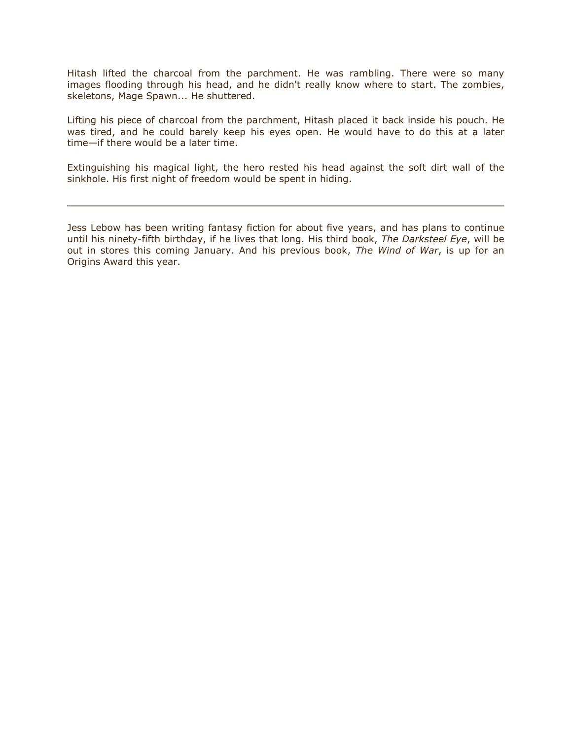Hitash lifted the charcoal from the parchment. He was rambling. There were so many images flooding through his head, and he didn't really know where to start. The zombies, skeletons, Mage Spawn... He shuttered.

Lifting his piece of charcoal from the parchment, Hitash placed it back inside his pouch. He was tired, and he could barely keep his eyes open. He would have to do this at a later time—if there would be a later time.

Extinguishing his magical light, the hero rested his head against the soft dirt wall of the sinkhole. His first night of freedom would be spent in hiding.

---

Jess Lebow has been writing fantasy fiction for about five years, and has plans to continue until his ninety-fifth birthday, if he lives that long. His third book, *The Darksteel Eye*, will be out in stores this coming January. And his previous book, *The Wind of War*, is up for an Origins Award this year.